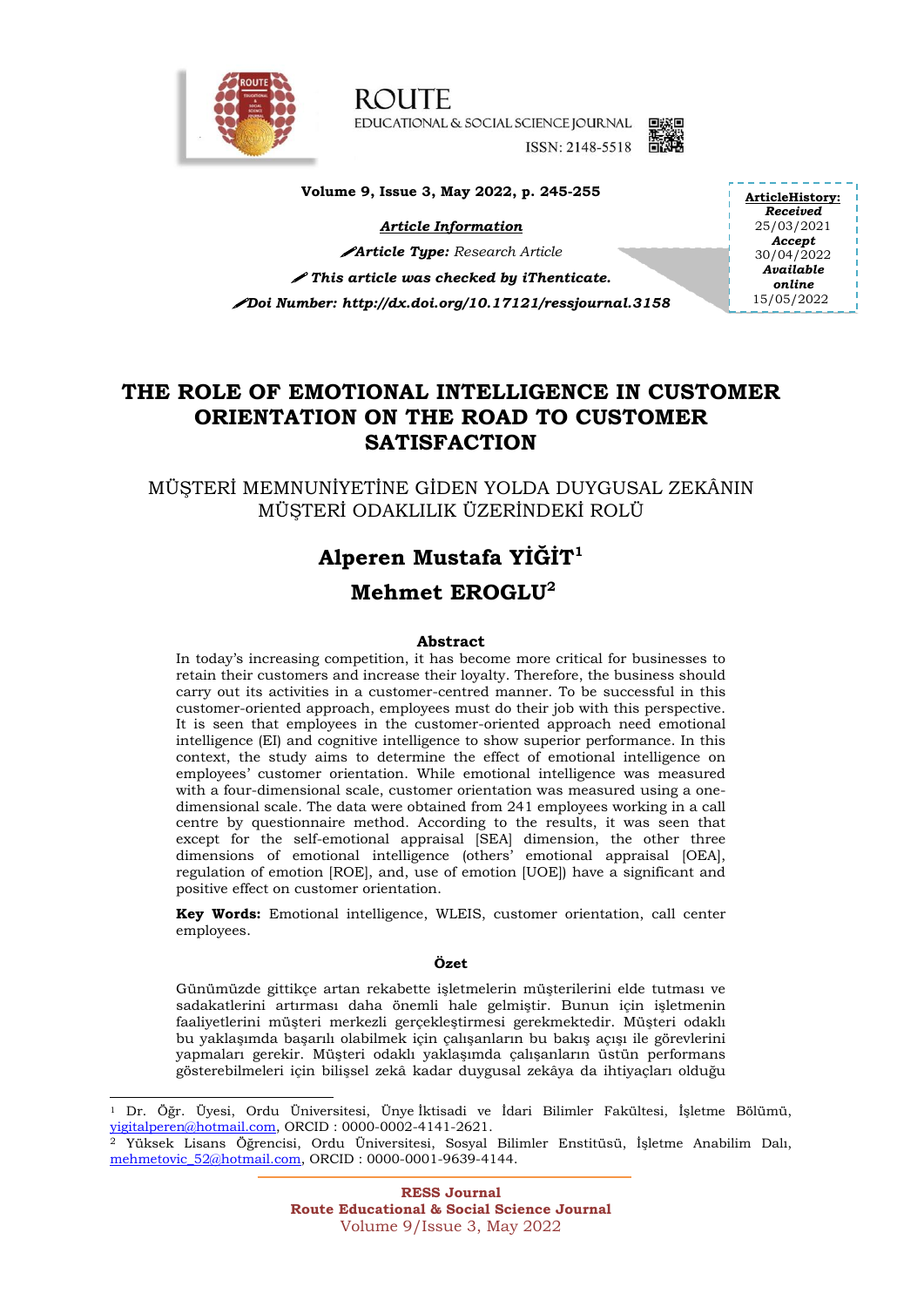ROUTE
EDUCATIONAL & SOCIAL SCIENCE JOURNAL
ISSN: 2148-5518

**Volume 9, Issue 3, May 2022, p. 245-255**

***Article Information***

***Article Type:*** *Research Article*

***This article was checked by iThenticate.***

***Doi Number: http://dx.doi.org/10.17121/ressjournal.3158***

**ArticleHistory:**
***Received*** 25/03/2021
***Accept*** 30/04/2022
***Available online*** 15/05/2022

# THE ROLE OF EMOTIONAL INTELLIGENCE IN CUSTOMER ORIENTATION ON THE ROAD TO CUSTOMER SATISFACTION

## MÜŞTERİ MEMNUNİYETİNE GİDEN YOLDA DUYGUSAL ZEKÂNIN MÜŞTERİ ODAKLILIK ÜZERİNDEKİ ROLÜ

**Alperen Mustafa YİĞİT[1]**

**Mehmet EROGLU[2]**

### Abstract

In today's increasing competition, it has become more critical for businesses to retain their customers and increase their loyalty. Therefore, the business should carry out its activities in a customer-centred manner. To be successful in this customer-oriented approach, employees must do their job with this perspective. It is seen that employees in the customer-oriented approach need emotional intelligence (EI) and cognitive intelligence to show superior performance. In this context, the study aims to determine the effect of emotional intelligence on employees' customer orientation. While emotional intelligence was measured with a four-dimensional scale, customer orientation was measured using a one-dimensional scale. The data were obtained from 241 employees working in a call centre by questionnaire method. According to the results, it was seen that except for the self-emotional appraisal [SEA] dimension, the other three dimensions of emotional intelligence (others' emotional appraisal [OEA], regulation of emotion [ROE], and, use of emotion [UOE]) have a significant and positive effect on customer orientation.

**Key Words:** Emotional intelligence, WLEIS, customer orientation, call center employees.

### Özet

Günümüzde gittikçe artan rekabette işletmelerin müşterilerini elde tutması ve sadakatlerini artırması daha önemli hale gelmiştir. Bunun için işletmenin faaliyetlerini müşteri merkezli gerçekleştirmesi gerekmektedir. Müşteri odaklı bu yaklaşımda başarılı olabilmek için çalışanların bu bakış açışı ile görevlerini yapmaları gerekir. Müşteri odaklı yaklaşımda çalışanların üstün performans gösterebilmeleri için bilişsel zekâ kadar duygusal zekâya da ihtiyaçları olduğu

---

[1] Dr. Öğr. Üyesi, Ordu Üniversitesi, Ünye İktisadi ve İdari Bilimler Fakültesi, İşletme Bölümü, yigitalperen@hotmail.com, ORCID : 0000-0002-4141-2621.

[2] Yüksek Lisans Öğrencisi, Ordu Üniversitesi, Sosyal Bilimler Enstitüsü, İşletme Anabilim Dalı, mehmetovic_52@hotmail.com, ORCID : 0000-0001-9639-4144.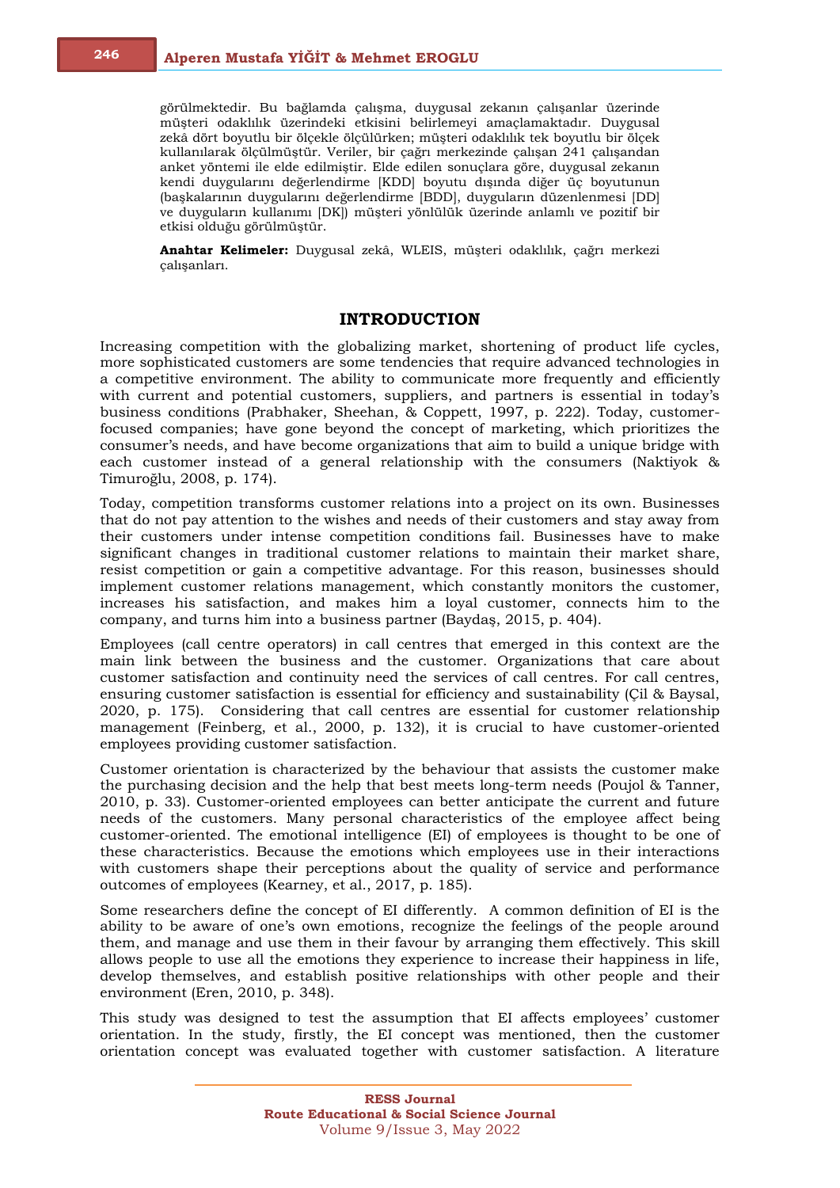görülmektedir. Bu bağlamda çalışma, duygusal zekanın çalışanlar üzerinde müşteri odaklılık üzerindeki etkisini belirlemeyi amaçlamaktadır. Duygusal zekâ dört boyutlu bir ölçekle ölçülürken; müşteri odaklılık tek boyutlu bir ölçek kullanılarak ölçülmüştür. Veriler, bir çağrı merkezinde çalışan 241 çalışandan anket yöntemi ile elde edilmiştir. Elde edilen sonuçlara göre, duygusal zekanın kendi duygularını değerlendirme [KDD] boyutu dışında diğer üç boyutunun (başkalarının duygularını değerlendirme [BDD], duyguların düzenlenmesi [DD] ve duyguların kullanımı [DK]) müşteri yönlülük üzerinde anlamlı ve pozitif bir etkisi olduğu görülmüştür.

**Anahtar Kelimeler:** Duygusal zekâ, WLEIS, müşteri odaklılık, çağrı merkezi çalışanları.

## INTRODUCTION

Increasing competition with the globalizing market, shortening of product life cycles, more sophisticated customers are some tendencies that require advanced technologies in a competitive environment. The ability to communicate more frequently and efficiently with current and potential customers, suppliers, and partners is essential in today's business conditions (Prabhaker, Sheehan, & Coppett, 1997, p. 222). Today, customer-focused companies; have gone beyond the concept of marketing, which prioritizes the consumer's needs, and have become organizations that aim to build a unique bridge with each customer instead of a general relationship with the consumers (Naktiyok & Timuroğlu, 2008, p. 174).

Today, competition transforms customer relations into a project on its own. Businesses that do not pay attention to the wishes and needs of their customers and stay away from their customers under intense competition conditions fail. Businesses have to make significant changes in traditional customer relations to maintain their market share, resist competition or gain a competitive advantage. For this reason, businesses should implement customer relations management, which constantly monitors the customer, increases his satisfaction, and makes him a loyal customer, connects him to the company, and turns him into a business partner (Baydaş, 2015, p. 404).

Employees (call centre operators) in call centres that emerged in this context are the main link between the business and the customer. Organizations that care about customer satisfaction and continuity need the services of call centres. For call centres, ensuring customer satisfaction is essential for efficiency and sustainability (Çil & Baysal, 2020, p. 175). Considering that call centres are essential for customer relationship management (Feinberg, et al., 2000, p. 132), it is crucial to have customer-oriented employees providing customer satisfaction.

Customer orientation is characterized by the behaviour that assists the customer make the purchasing decision and the help that best meets long-term needs (Poujol & Tanner, 2010, p. 33). Customer-oriented employees can better anticipate the current and future needs of the customers. Many personal characteristics of the employee affect being customer-oriented. The emotional intelligence (EI) of employees is thought to be one of these characteristics. Because the emotions which employees use in their interactions with customers shape their perceptions about the quality of service and performance outcomes of employees (Kearney, et al., 2017, p. 185).

Some researchers define the concept of EI differently. A common definition of EI is the ability to be aware of one's own emotions, recognize the feelings of the people around them, and manage and use them in their favour by arranging them effectively. This skill allows people to use all the emotions they experience to increase their happiness in life, develop themselves, and establish positive relationships with other people and their environment (Eren, 2010, p. 348).

This study was designed to test the assumption that EI affects employees' customer orientation. In the study, firstly, the EI concept was mentioned, then the customer orientation concept was evaluated together with customer satisfaction. A literature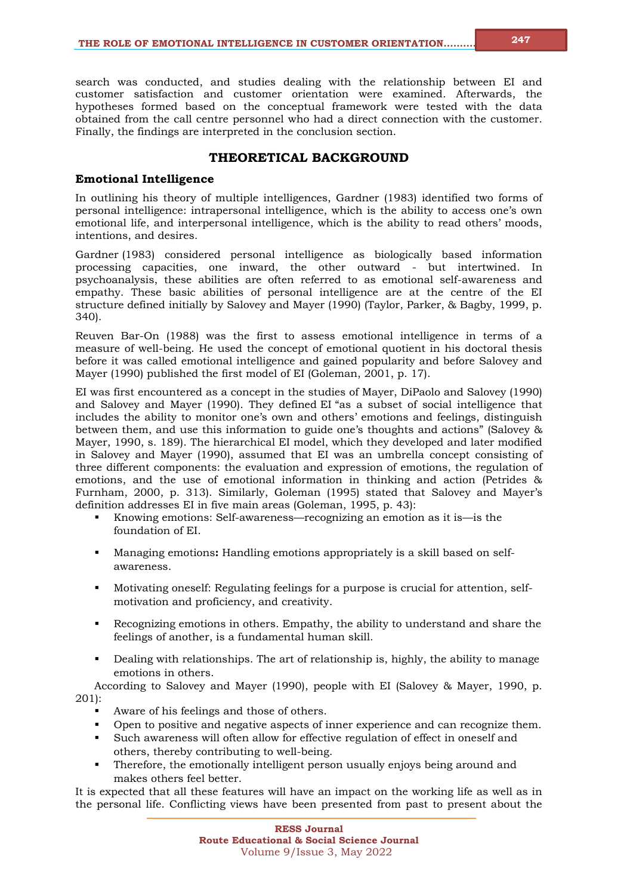search was conducted, and studies dealing with the relationship between EI and customer satisfaction and customer orientation were examined. Afterwards, the hypotheses formed based on the conceptual framework were tested with the data obtained from the call centre personnel who had a direct connection with the customer. Finally, the findings are interpreted in the conclusion section.

## THEORETICAL BACKGROUND

### Emotional Intelligence

In outlining his theory of multiple intelligences, Gardner (1983) identified two forms of personal intelligence: intrapersonal intelligence, which is the ability to access one's own emotional life, and interpersonal intelligence, which is the ability to read others' moods, intentions, and desires.

Gardner (1983) considered personal intelligence as biologically based information processing capacities, one inward, the other outward - but intertwined. In psychoanalysis, these abilities are often referred to as emotional self-awareness and empathy. These basic abilities of personal intelligence are at the centre of the EI structure defined initially by Salovey and Mayer (1990) (Taylor, Parker, & Bagby, 1999, p. 340).

Reuven Bar-On (1988) was the first to assess emotional intelligence in terms of a measure of well-being. He used the concept of emotional quotient in his doctoral thesis before it was called emotional intelligence and gained popularity and before Salovey and Mayer (1990) published the first model of EI (Goleman, 2001, p. 17).

EI was first encountered as a concept in the studies of Mayer, DiPaolo and Salovey (1990) and Salovey and Mayer (1990). They defined EI "as a subset of social intelligence that includes the ability to monitor one's own and others' emotions and feelings, distinguish between them, and use this information to guide one's thoughts and actions" (Salovey & Mayer, 1990, s. 189). The hierarchical EI model, which they developed and later modified in Salovey and Mayer (1990), assumed that EI was an umbrella concept consisting of three different components: the evaluation and expression of emotions, the regulation of emotions, and the use of emotional information in thinking and action (Petrides & Furnham, 2000, p. 313). Similarly, Goleman (1995) stated that Salovey and Mayer's definition addresses EI in five main areas (Goleman, 1995, p. 43):

- Knowing emotions: Self-awareness—recognizing an emotion as it is—is the foundation of EI.
- Managing emotions**:** Handling emotions appropriately is a skill based on self-awareness.
- Motivating oneself: Regulating feelings for a purpose is crucial for attention, self-motivation and proficiency, and creativity.
- Recognizing emotions in others. Empathy, the ability to understand and share the feelings of another, is a fundamental human skill.
- Dealing with relationships. The art of relationship is, highly, the ability to manage emotions in others.

According to Salovey and Mayer (1990), people with EI (Salovey & Mayer, 1990, p. 201):

- Aware of his feelings and those of others.
- Open to positive and negative aspects of inner experience and can recognize them.
- Such awareness will often allow for effective regulation of effect in oneself and others, thereby contributing to well-being.
- Therefore, the emotionally intelligent person usually enjoys being around and makes others feel better.

It is expected that all these features will have an impact on the working life as well as in the personal life. Conflicting views have been presented from past to present about the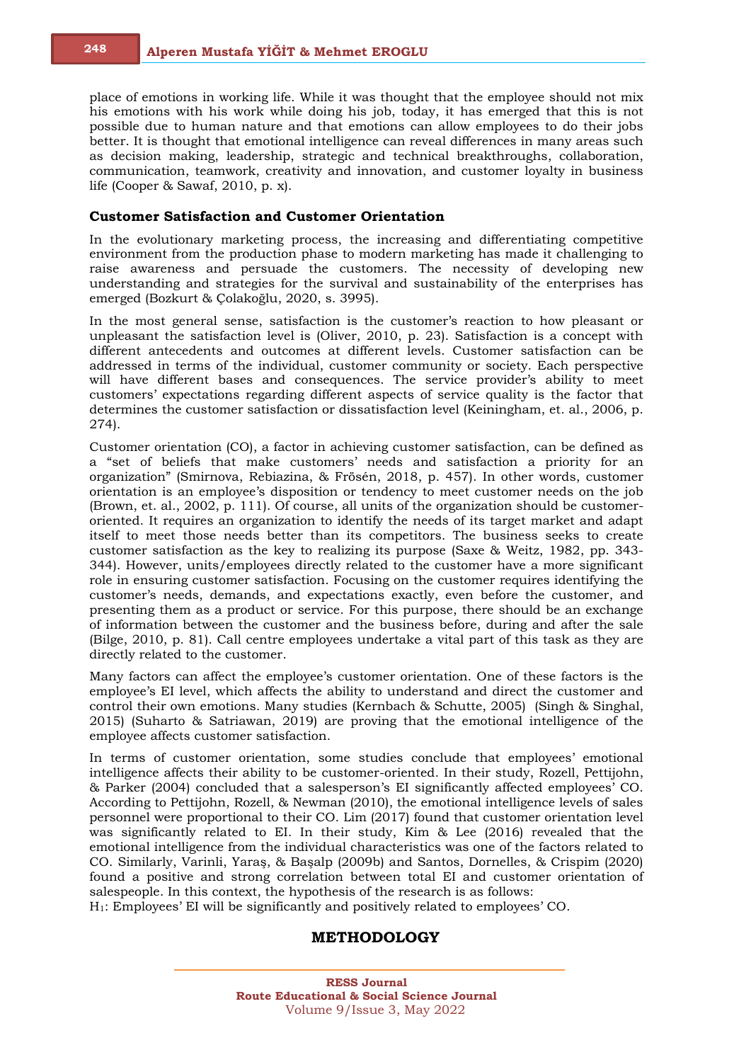place of emotions in working life. While it was thought that the employee should not mix his emotions with his work while doing his job, today, it has emerged that this is not possible due to human nature and that emotions can allow employees to do their jobs better. It is thought that emotional intelligence can reveal differences in many areas such as decision making, leadership, strategic and technical breakthroughs, collaboration, communication, teamwork, creativity and innovation, and customer loyalty in business life (Cooper & Sawaf, 2010, p. x).

### Customer Satisfaction and Customer Orientation

In the evolutionary marketing process, the increasing and differentiating competitive environment from the production phase to modern marketing has made it challenging to raise awareness and persuade the customers. The necessity of developing new understanding and strategies for the survival and sustainability of the enterprises has emerged (Bozkurt & Çolakoğlu, 2020, s. 3995).

In the most general sense, satisfaction is the customer's reaction to how pleasant or unpleasant the satisfaction level is (Oliver, 2010, p. 23). Satisfaction is a concept with different antecedents and outcomes at different levels. Customer satisfaction can be addressed in terms of the individual, customer community or society. Each perspective will have different bases and consequences. The service provider's ability to meet customers' expectations regarding different aspects of service quality is the factor that determines the customer satisfaction or dissatisfaction level (Keiningham, et. al., 2006, p. 274).

Customer orientation (CO), a factor in achieving customer satisfaction, can be defined as a "set of beliefs that make customers' needs and satisfaction a priority for an organization" (Smirnova, Rebiazina, & Frösén, 2018, p. 457). In other words, customer orientation is an employee's disposition or tendency to meet customer needs on the job (Brown, et. al., 2002, p. 111). Of course, all units of the organization should be customer-oriented. It requires an organization to identify the needs of its target market and adapt itself to meet those needs better than its competitors. The business seeks to create customer satisfaction as the key to realizing its purpose (Saxe & Weitz, 1982, pp. 343-344). However, units/employees directly related to the customer have a more significant role in ensuring customer satisfaction. Focusing on the customer requires identifying the customer's needs, demands, and expectations exactly, even before the customer, and presenting them as a product or service. For this purpose, there should be an exchange of information between the customer and the business before, during and after the sale (Bilge, 2010, p. 81). Call centre employees undertake a vital part of this task as they are directly related to the customer.

Many factors can affect the employee's customer orientation. One of these factors is the employee's EI level, which affects the ability to understand and direct the customer and control their own emotions. Many studies (Kernbach & Schutte, 2005) (Singh & Singhal, 2015) (Suharto & Satriawan, 2019) are proving that the emotional intelligence of the employee affects customer satisfaction.

In terms of customer orientation, some studies conclude that employees' emotional intelligence affects their ability to be customer-oriented. In their study, Rozell, Pettijohn, & Parker (2004) concluded that a salesperson's EI significantly affected employees' CO. According to Pettijohn, Rozell, & Newman (2010), the emotional intelligence levels of sales personnel were proportional to their CO. Lim (2017) found that customer orientation level was significantly related to EI. In their study, Kim & Lee (2016) revealed that the emotional intelligence from the individual characteristics was one of the factors related to CO. Similarly, Varinli, Yaraş, & Başalp (2009b) and Santos, Dornelles, & Crispim (2020) found a positive and strong correlation between total EI and customer orientation of salespeople. In this context, the hypothesis of the research is as follows:

$H_1$: Employees' EI will be significantly and positively related to employees' CO.

## METHODOLOGY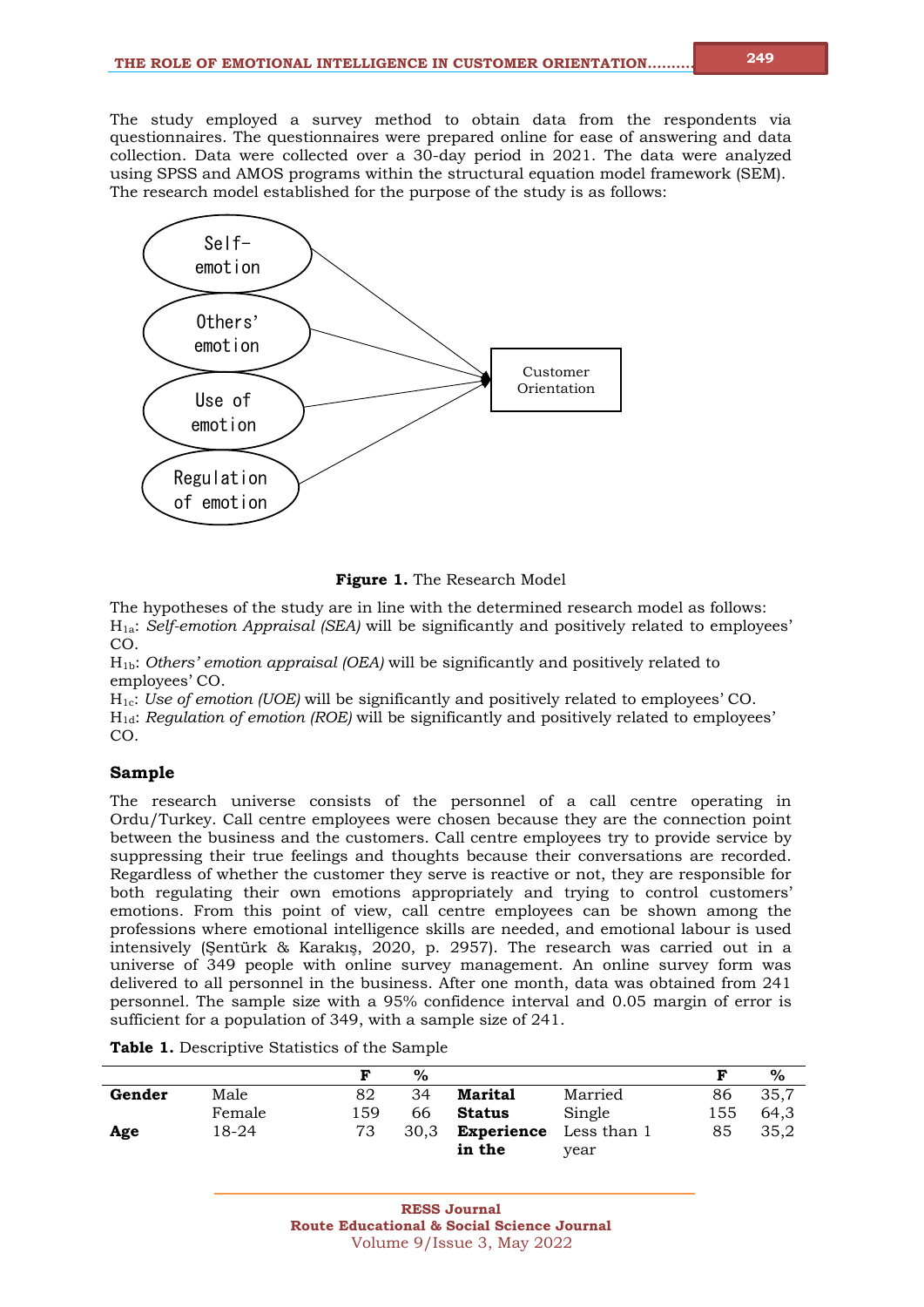The study employed a survey method to obtain data from the respondents via questionnaires. The questionnaires were prepared online for ease of answering and data collection. Data were collected over a 30-day period in 2021. The data were analyzed using SPSS and AMOS programs within the structural equation model framework (SEM). The research model established for the purpose of the study is as follows:

**Figure 1.** The Research Model

The hypotheses of the study are in line with the determined research model as follows:
$H_{1a}$: *Self-emotion Appraisal (SEA)* will be significantly and positively related to employees' CO.
$H_{1b}$: *Others' emotion appraisal (OEA)* will be significantly and positively related to employees' CO.
$H_{1c}$: *Use of emotion (UOE)* will be significantly and positively related to employees' CO.
$H_{1d}$: *Regulation of emotion (ROE)* will be significantly and positively related to employees' CO.

## Sample

The research universe consists of the personnel of a call centre operating in Ordu/Turkey. Call centre employees were chosen because they are the connection point between the business and the customers. Call centre employees try to provide service by suppressing their true feelings and thoughts because their conversations are recorded. Regardless of whether the customer they serve is reactive or not, they are responsible for both regulating their own emotions appropriately and trying to control customers' emotions. From this point of view, call centre employees can be shown among the professions where emotional intelligence skills are needed, and emotional labour is used intensively (Şentürk & Karakış, 2020, p. 2957). The research was carried out in a universe of 349 people with online survey management. An online survey form was delivered to all personnel in the business. After one month, data was obtained from 241 personnel. The sample size with a 95% confidence interval and 0.05 margin of error is sufficient for a population of 349, with a sample size of 241.

**Table 1.** Descriptive Statistics of the Sample

| | | F | % | | | F | % |
|---|---|---|---|---|---|---|---|
| **Gender** | Male | 82 | 34 | **Marital Status** | Married | 86 | 35,7 |
| | Female | 159 | 66 | | Single | 155 | 64,3 |
| **Age** | 18-24 | 73 | 30,3 | **Experience in the** | Less than 1 year | 85 | 35,2 |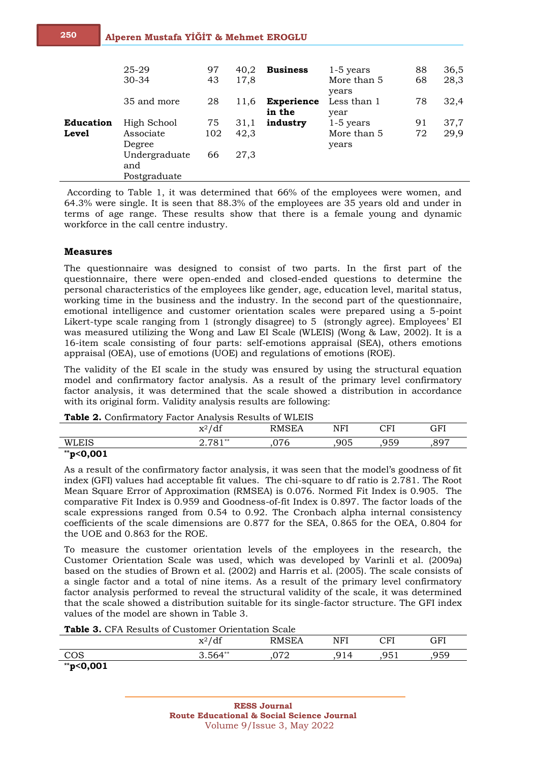| | | | | | | | |
|---|---|---|---|---|---|---|---|
| | 25-29 | 97 | 40,2 | **Business** | 1-5 years | 88 | 36,5 |
| | 30-34 | 43 | 17,8 | | More than 5 years | 68 | 28,3 |
| | 35 and more | 28 | 11,6 | **Experience in the industry** | Less than 1 year | 78 | 32,4 |
| **Education Level** | High School | 75 | 31,1 | | 1-5 years | 91 | 37,7 |
| | Associate Degree | 102 | 42,3 | | More than 5 years | 72 | 29,9 |
| | Undergraduate and Postgraduate | 66 | 27,3 | | | | |

According to Table 1, it was determined that 66% of the employees were women, and 64.3% were single. It is seen that 88.3% of the employees are 35 years old and under in terms of age range. These results show that there is a female young and dynamic workforce in the call centre industry.

## Measures

The questionnaire was designed to consist of two parts. In the first part of the questionnaire, there were open-ended and closed-ended questions to determine the personal characteristics of the employees like gender, age, education level, marital status, working time in the business and the industry. In the second part of the questionnaire, emotional intelligence and customer orientation scales were prepared using a 5-point Likert-type scale ranging from 1 (strongly disagree) to 5 (strongly agree). Employees' EI was measured utilizing the Wong and Law EI Scale (WLEIS) (Wong & Law, 2002). It is a 16-item scale consisting of four parts: self-emotions appraisal (SEA), others emotions appraisal (OEA), use of emotions (UOE) and regulations of emotions (ROE).

The validity of the EI scale in the study was ensured by using the structural equation model and confirmatory factor analysis. As a result of the primary level confirmatory factor analysis, it was determined that the scale showed a distribution in accordance with its original form. Validity analysis results are following:

**Table 2.** Confirmatory Factor Analysis Results of WLEIS

| | $x^2/df$ | RMSEA | NFI | CFI | GFI |
|---|---|---|---|---|---|
| WLEIS | 2.781** | ,076 | ,905 | ,959 | ,897 |

**$^{**}p<0,001$**

As a result of the confirmatory factor analysis, it was seen that the model's goodness of fit index (GFI) values had acceptable fit values. The chi-square to df ratio is 2.781. The Root Mean Square Error of Approximation (RMSEA) is 0.076. Normed Fit Index is 0.905. The comparative Fit Index is 0.959 and Goodness-of-fit Index is 0.897. The factor loads of the scale expressions ranged from 0.54 to 0.92. The Cronbach alpha internal consistency coefficients of the scale dimensions are 0.877 for the SEA, 0.865 for the OEA, 0.804 for the UOE and 0.863 for the ROE.

To measure the customer orientation levels of the employees in the research, the Customer Orientation Scale was used, which was developed by Varinli et al. (2009a) based on the studies of Brown et al. (2002) and Harris et al. (2005). The scale consists of a single factor and a total of nine items. As a result of the primary level confirmatory factor analysis performed to reveal the structural validity of the scale, it was determined that the scale showed a distribution suitable for its single-factor structure. The GFI index values of the model are shown in Table 3.

**Table 3.** CFA Results of Customer Orientation Scale

| | $x^2/df$ | RMSEA | NFI | CFI | GFI |
|---|---|---|---|---|---|
| COS | 3.564** | ,072 | ,914 | ,951 | ,959 |

**$^{**}p<0,001$**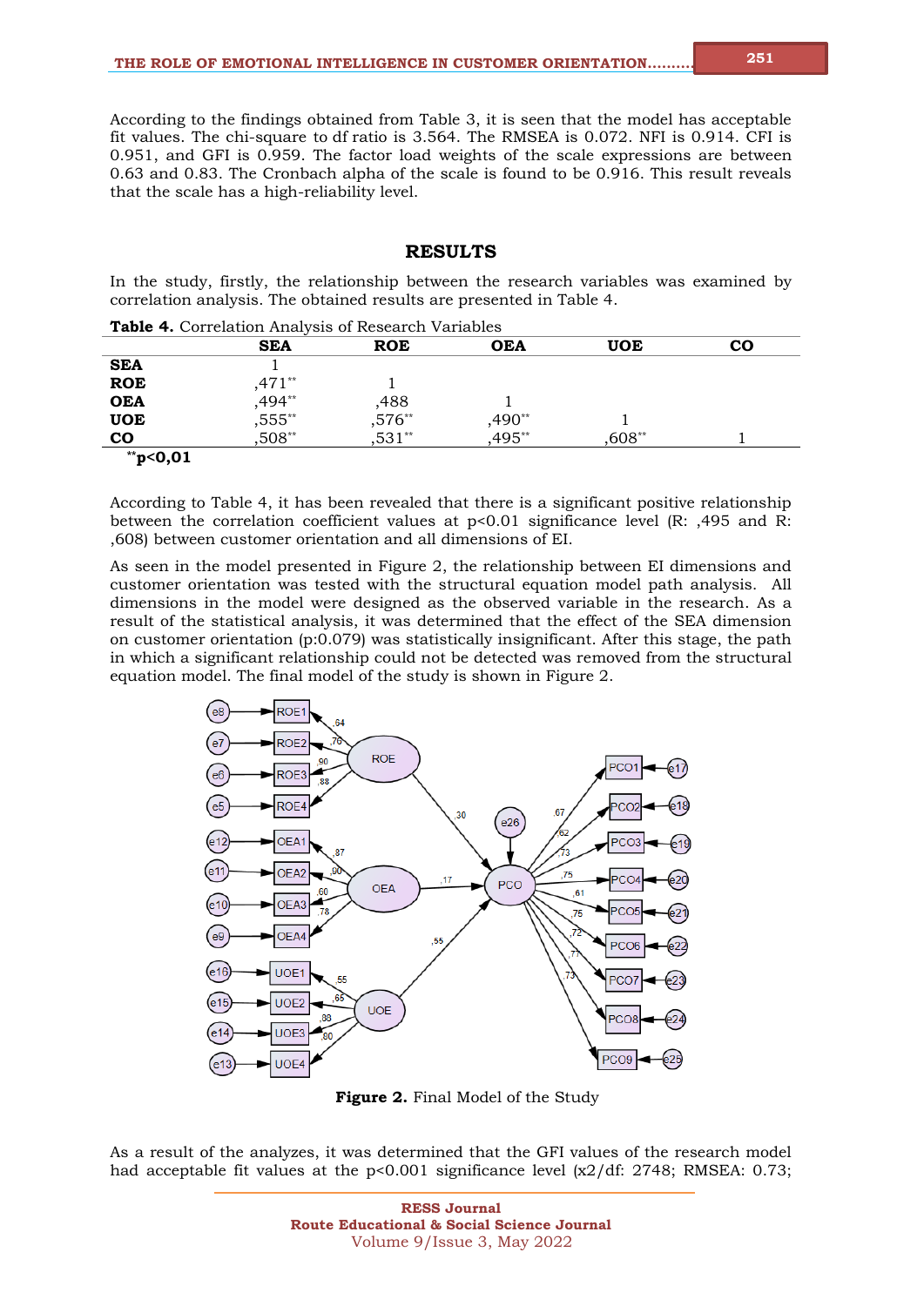According to the findings obtained from Table 3, it is seen that the model has acceptable fit values. The chi-square to df ratio is 3.564. The RMSEA is 0.072. NFI is 0.914. CFI is 0.951, and GFI is 0.959. The factor load weights of the scale expressions are between 0.63 and 0.83. The Cronbach alpha of the scale is found to be 0.916. This result reveals that the scale has a high-reliability level.

## RESULTS

In the study, firstly, the relationship between the research variables was examined by correlation analysis. The obtained results are presented in Table 4.

**Table 4.** Correlation Analysis of Research Variables

| | SEA | ROE | OEA | UOE | CO |
|---|---|---|---|---|---|
| **SEA** | 1 | | | | |
| **ROE** | ,471** | 1 | | | |
| **OEA** | ,494** | ,488 | 1 | | |
| **UOE** | ,555** | ,576** | ,490** | 1 | |
| **CO** | ,508** | ,531** | ,495** | ,608** | 1 |

**p<0,01

According to Table 4, it has been revealed that there is a significant positive relationship between the correlation coefficient values at p<0.01 significance level (R: ,495 and R: ,608) between customer orientation and all dimensions of EI.

As seen in the model presented in Figure 2, the relationship between EI dimensions and customer orientation was tested with the structural equation model path analysis. All dimensions in the model were designed as the observed variable in the research. As a result of the statistical analysis, it was determined that the effect of the SEA dimension on customer orientation (p:0.079) was statistically insignificant. After this stage, the path in which a significant relationship could not be detected was removed from the structural equation model. The final model of the study is shown in Figure 2.

**Figure 2.** Final Model of the Study

As a result of the analyzes, it was determined that the GFI values of the research model had acceptable fit values at the p<0.001 significance level (x2/df: 2748; RMSEA: 0.73;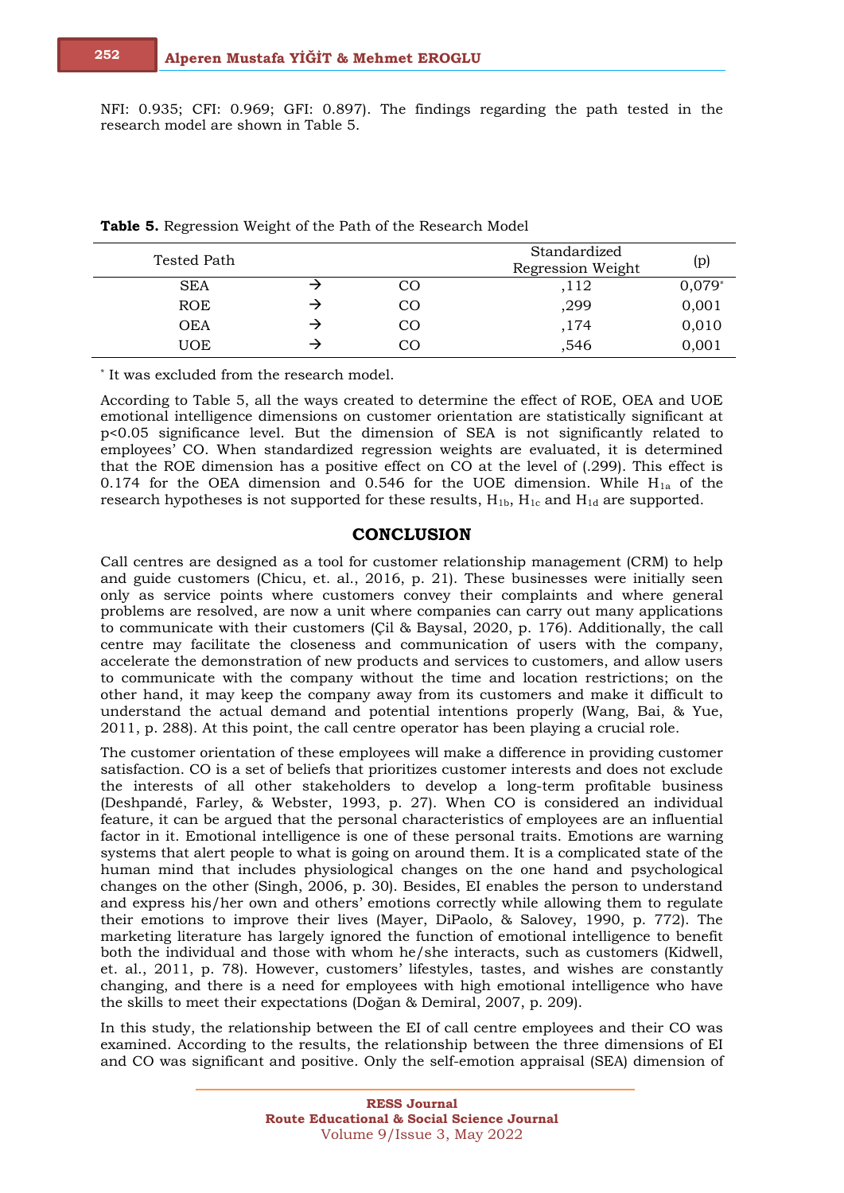NFI: 0.935; CFI: 0.969; GFI: 0.897). The findings regarding the path tested in the research model are shown in Table 5.

**Table 5.** Regression Weight of the Path of the Research Model

| Tested Path | | | Standardized Regression Weight | (p) |
|---|---|---|---|---|
| SEA | → | CO | ,112 | 0,079* |
| ROE | → | CO | ,299 | 0,001 |
| OEA | → | CO | ,174 | 0,010 |
| UOE | → | CO | ,546 | 0,001 |

* It was excluded from the research model.

According to Table 5, all the ways created to determine the effect of ROE, OEA and UOE emotional intelligence dimensions on customer orientation are statistically significant at $p<0.05$ significance level. But the dimension of SEA is not significantly related to employees' CO. When standardized regression weights are evaluated, it is determined that the ROE dimension has a positive effect on CO at the level of (.299). This effect is 0.174 for the OEA dimension and 0.546 for the UOE dimension. While $H_{1a}$ of the research hypotheses is not supported for these results, $H_{1b}$, $H_{1c}$ and $H_{1d}$ are supported.

## CONCLUSION

Call centres are designed as a tool for customer relationship management (CRM) to help and guide customers (Chicu, et. al., 2016, p. 21). These businesses were initially seen only as service points where customers convey their complaints and where general problems are resolved, are now a unit where companies can carry out many applications to communicate with their customers (Çil & Baysal, 2020, p. 176). Additionally, the call centre may facilitate the closeness and communication of users with the company, accelerate the demonstration of new products and services to customers, and allow users to communicate with the company without the time and location restrictions; on the other hand, it may keep the company away from its customers and make it difficult to understand the actual demand and potential intentions properly (Wang, Bai, & Yue, 2011, p. 288). At this point, the call centre operator has been playing a crucial role.

The customer orientation of these employees will make a difference in providing customer satisfaction. CO is a set of beliefs that prioritizes customer interests and does not exclude the interests of all other stakeholders to develop a long-term profitable business (Deshpandé, Farley, & Webster, 1993, p. 27). When CO is considered an individual feature, it can be argued that the personal characteristics of employees are an influential factor in it. Emotional intelligence is one of these personal traits. Emotions are warning systems that alert people to what is going on around them. It is a complicated state of the human mind that includes physiological changes on the one hand and psychological changes on the other (Singh, 2006, p. 30). Besides, EI enables the person to understand and express his/her own and others' emotions correctly while allowing them to regulate their emotions to improve their lives (Mayer, DiPaolo, & Salovey, 1990, p. 772). The marketing literature has largely ignored the function of emotional intelligence to benefit both the individual and those with whom he/she interacts, such as customers (Kidwell, et. al., 2011, p. 78). However, customers' lifestyles, tastes, and wishes are constantly changing, and there is a need for employees with high emotional intelligence who have the skills to meet their expectations (Doğan & Demiral, 2007, p. 209).

In this study, the relationship between the EI of call centre employees and their CO was examined. According to the results, the relationship between the three dimensions of EI and CO was significant and positive. Only the self-emotion appraisal (SEA) dimension of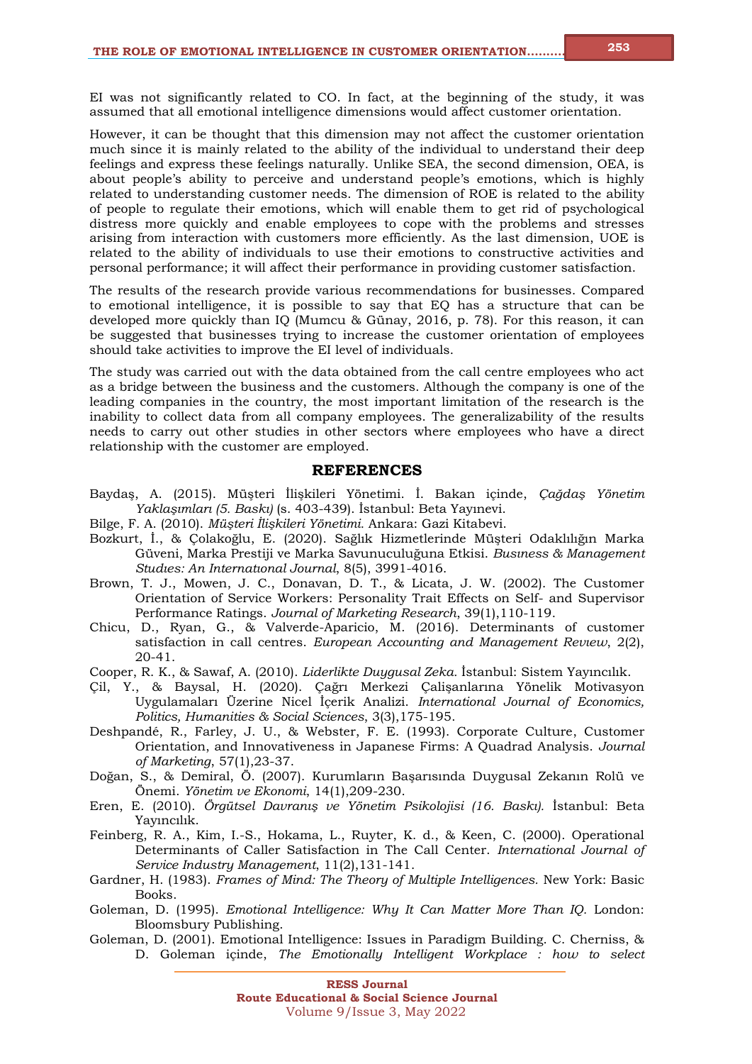EI was not significantly related to CO. In fact, at the beginning of the study, it was assumed that all emotional intelligence dimensions would affect customer orientation.

However, it can be thought that this dimension may not affect the customer orientation much since it is mainly related to the ability of the individual to understand their deep feelings and express these feelings naturally. Unlike SEA, the second dimension, OEA, is about people's ability to perceive and understand people's emotions, which is highly related to understanding customer needs. The dimension of ROE is related to the ability of people to regulate their emotions, which will enable them to get rid of psychological distress more quickly and enable employees to cope with the problems and stresses arising from interaction with customers more efficiently. As the last dimension, UOE is related to the ability of individuals to use their emotions to constructive activities and personal performance; it will affect their performance in providing customer satisfaction.

The results of the research provide various recommendations for businesses. Compared to emotional intelligence, it is possible to say that EQ has a structure that can be developed more quickly than IQ (Mumcu & Günay, 2016, p. 78). For this reason, it can be suggested that businesses trying to increase the customer orientation of employees should take activities to improve the EI level of individuals.

The study was carried out with the data obtained from the call centre employees who act as a bridge between the business and the customers. Although the company is one of the leading companies in the country, the most important limitation of the research is the inability to collect data from all company employees. The generalizability of the results needs to carry out other studies in other sectors where employees who have a direct relationship with the customer are employed.

## REFERENCES

Baydaş, A. (2015). Müşteri İlişkileri Yönetimi. İ. Bakan içinde, *Çağdaş Yönetim Yaklaşımları (5. Baskı)* (s. 403-439). İstanbul: Beta Yayınevi.

Bilge, F. A. (2010). *Müşteri İlişkileri Yönetimi.* Ankara: Gazi Kitabevi.

Bozkurt, İ., & Çolakoğlu, E. (2020). Sağlık Hizmetlerinde Müşteri Odaklılığın Marka Güveni, Marka Prestiji ve Marka Savunuculuğuna Etkisi. *Business & Management Studies: An International Journal*, 8(5), 3991-4016.

Brown, T. J., Mowen, J. C., Donavan, D. T., & Licata, J. W. (2002). The Customer Orientation of Service Workers: Personality Trait Effects on Self- and Supervisor Performance Ratings. *Journal of Marketing Research*, 39(1),110-119.

Chicu, D., Ryan, G., & Valverde-Aparicio, M. (2016). Determinants of customer satisfaction in call centres. *European Accounting and Management Review*, 2(2), 20-41.

Cooper, R. K., & Sawaf, A. (2010). *Liderlikte Duygusal Zeka.* İstanbul: Sistem Yayıncılık.

Çil, Y., & Baysal, H. (2020). Çağrı Merkezi Çalışanlarına Yönelik Motivasyon Uygulamaları Üzerine Nicel İçerik Analizi. *International Journal of Economics, Politics, Humanities & Social Sciences*, 3(3),175-195.

Deshpandé, R., Farley, J. U., & Webster, F. E. (1993). Corporate Culture, Customer Orientation, and Innovativeness in Japanese Firms: A Quadrad Analysis. *Journal of Marketing*, 57(1),23-37.

Doğan, S., & Demiral, Ö. (2007). Kurumların Başarısında Duygusal Zekanın Rolü ve Önemi. *Yönetim ve Ekonomi*, 14(1),209-230.

Eren, E. (2010). *Örgütsel Davranış ve Yönetim Psikolojisi (16. Baskı).* İstanbul: Beta Yayıncılık.

Feinberg, R. A., Kim, I.-S., Hokama, L., Ruyter, K. d., & Keen, C. (2000). Operational Determinants of Caller Satisfaction in The Call Center. *International Journal of Service Industry Management*, 11(2),131-141.

Gardner, H. (1983). *Frames of Mind: The Theory of Multiple Intelligences.* New York: Basic Books.

Goleman, D. (1995). *Emotional Intelligence: Why It Can Matter More Than IQ.* London: Bloomsbury Publishing.

Goleman, D. (2001). Emotional Intelligence: Issues in Paradigm Building. C. Cherniss, & D. Goleman içinde, *The Emotionally Intelligent Workplace : how to select*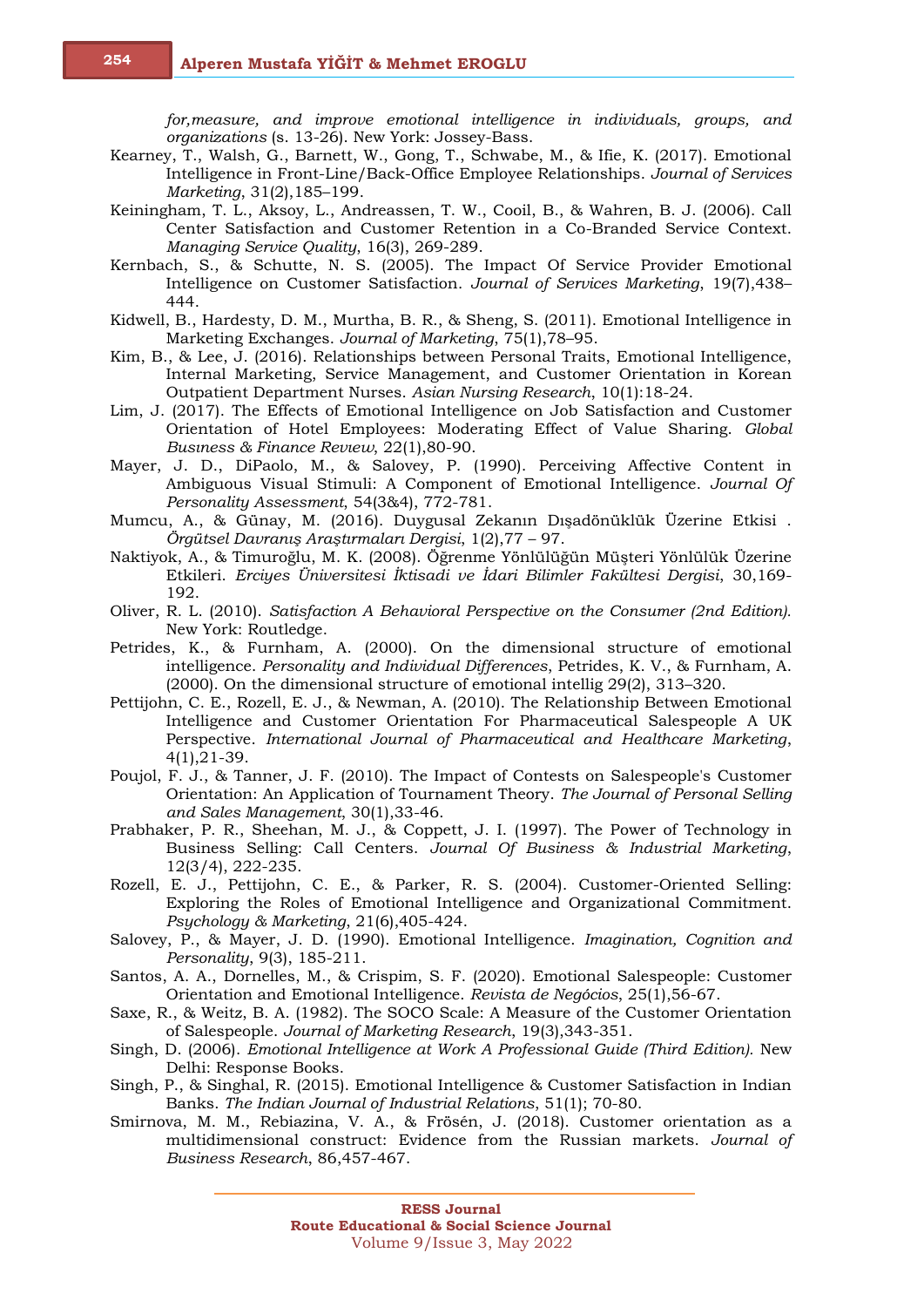*for,measure, and improve emotional intelligence in individuals, groups, and organizations* (s. 13-26). New York: Jossey-Bass.

Kearney, T., Walsh, G., Barnett, W., Gong, T., Schwabe, M., & Ifie, K. (2017). Emotional Intelligence in Front-Line/Back-Office Employee Relationships. *Journal of Services Marketing*, 31(2),185–199.

Keiningham, T. L., Aksoy, L., Andreassen, T. W., Cooil, B., & Wahren, B. J. (2006). Call Center Satisfaction and Customer Retention in a Co-Branded Service Context. *Managing Service Quality*, 16(3), 269-289.

Kernbach, S., & Schutte, N. S. (2005). The Impact Of Service Provider Emotional Intelligence on Customer Satisfaction. *Journal of Services Marketing*, 19(7),438–444.

Kidwell, B., Hardesty, D. M., Murtha, B. R., & Sheng, S. (2011). Emotional Intelligence in Marketing Exchanges. *Journal of Marketing*, 75(1),78–95.

Kim, B., & Lee, J. (2016). Relationships between Personal Traits, Emotional Intelligence, Internal Marketing, Service Management, and Customer Orientation in Korean Outpatient Department Nurses. *Asian Nursing Research*, 10(1):18-24.

Lim, J. (2017). The Effects of Emotional Intelligence on Job Satisfaction and Customer Orientation of Hotel Employees: Moderating Effect of Value Sharing. *Global Busıness & Finance Review*, 22(1),80-90.

Mayer, J. D., DiPaolo, M., & Salovey, P. (1990). Perceiving Affective Content in Ambiguous Visual Stimuli: A Component of Emotional Intelligence. *Journal Of Personality Assessment*, 54(3&4), 772-781.

Mumcu, A., & Günay, M. (2016). Duygusal Zekanın Dışadönüklük Üzerine Etkisi . *Örgütsel Davranış Araştırmaları Dergisi*, 1(2),77 – 97.

Naktiyok, A., & Timuroğlu, M. K. (2008). Öğrenme Yönlülüğün Müşteri Yönlülük Üzerine Etkileri. *Erciyes Üniversitesi İktisadi ve İdari Bilimler Fakültesi Dergisi*, 30,169-192.

Oliver, R. L. (2010). *Satisfaction A Behavioral Perspective on the Consumer (2nd Edition).* New York: Routledge.

Petrides, K., & Furnham, A. (2000). On the dimensional structure of emotional intelligence. *Personality and Individual Differences*, Petrides, K. V., & Furnham, A. (2000). On the dimensional structure of emotional intellig 29(2), 313–320.

Pettijohn, C. E., Rozell, E. J., & Newman, A. (2010). The Relationship Between Emotional Intelligence and Customer Orientation For Pharmaceutical Salespeople A UK Perspective. *International Journal of Pharmaceutical and Healthcare Marketing*, 4(1),21-39.

Poujol, F. J., & Tanner, J. F. (2010). The Impact of Contests on Salespeople's Customer Orientation: An Application of Tournament Theory. *The Journal of Personal Selling and Sales Management*, 30(1),33-46.

Prabhaker, P. R., Sheehan, M. J., & Coppett, J. I. (1997). The Power of Technology in Business Selling: Call Centers. *Journal Of Business & Industrial Marketing*, 12(3/4), 222-235.

Rozell, E. J., Pettijohn, C. E., & Parker, R. S. (2004). Customer-Oriented Selling: Exploring the Roles of Emotional Intelligence and Organizational Commitment. *Psychology & Marketing*, 21(6),405-424.

Salovey, P., & Mayer, J. D. (1990). Emotional Intelligence. *Imagination, Cognition and Personality*, 9(3), 185-211.

Santos, A. A., Dornelles, M., & Crispim, S. F. (2020). Emotional Salespeople: Customer Orientation and Emotional Intelligence. *Revista de Negócios*, 25(1),56-67.

Saxe, R., & Weitz, B. A. (1982). The SOCO Scale: A Measure of the Customer Orientation of Salespeople. *Journal of Marketing Research*, 19(3),343-351.

Singh, D. (2006). *Emotional Intelligence at Work A Professional Guide (Third Edition).* New Delhi: Response Books.

Singh, P., & Singhal, R. (2015). Emotional Intelligence & Customer Satisfaction in Indian Banks. *The Indian Journal of Industrial Relations*, 51(1); 70-80.

Smirnova, M. M., Rebiazina, V. A., & Frösén, J. (2018). Customer orientation as a multidimensional construct: Evidence from the Russian markets. *Journal of Business Research*, 86,457-467.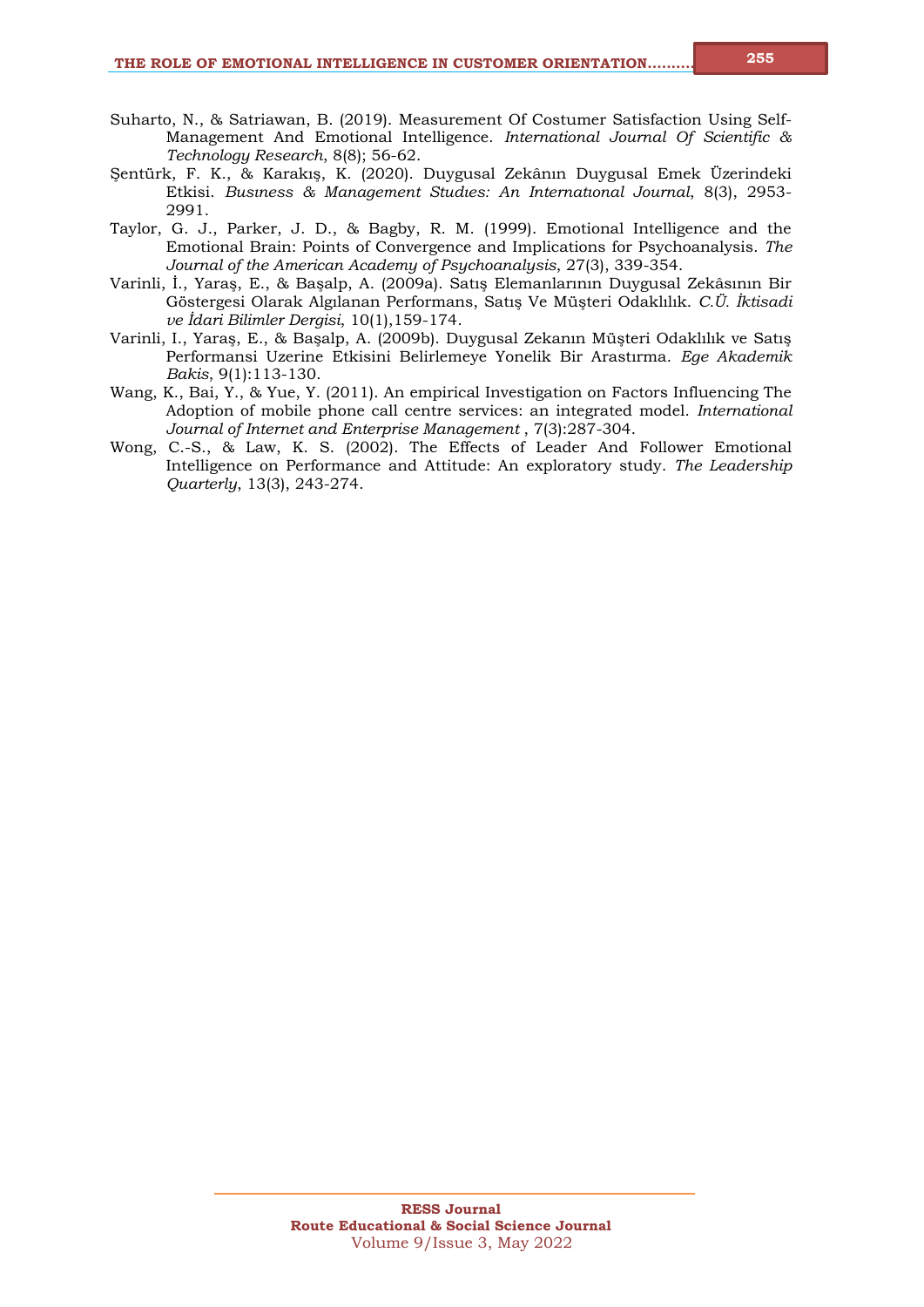Suharto, N., & Satriawan, B. (2019). Measurement Of Costumer Satisfaction Using Self-Management And Emotional Intelligence. *International Journal Of Scientific & Technology Research*, 8(8); 56-62.

Şentürk, F. K., & Karakış, K. (2020). Duygusal Zekânın Duygusal Emek Üzerindeki Etkisi. *Busıness & Management Studıes: An Internatıonal Journal*, 8(3), 2953-2991.

Taylor, G. J., Parker, J. D., & Bagby, R. M. (1999). Emotional Intelligence and the Emotional Brain: Points of Convergence and Implications for Psychoanalysis. *The Journal of the American Academy of Psychoanalysis*, 27(3), 339-354.

Varinli, İ., Yaraş, E., & Başalp, A. (2009a). Satış Elemanlarının Duygusal Zekâsının Bir Göstergesi Olarak Algılanan Performans, Satış Ve Müşteri Odaklılık. *C.Ü. İktisadi ve İdari Bilimler Dergisi*, 10(1),159-174.

Varinli, I., Yaraş, E., & Başalp, A. (2009b). Duygusal Zekanın Müşteri Odaklılık ve Satış Performansi Uzerine Etkisini Belirlemeye Yonelik Bir Arastırma. *Ege Akademik Bakis*, 9(1):113-130.

Wang, K., Bai, Y., & Yue, Y. (2011). An empirical Investigation on Factors Influencing The Adoption of mobile phone call centre services: an integrated model. *International Journal of Internet and Enterprise Management* , 7(3):287-304.

Wong, C.-S., & Law, K. S. (2002). The Effects of Leader And Follower Emotional Intelligence on Performance and Attitude: An exploratory study. *The Leadership Quarterly*, 13(3), 243-274.